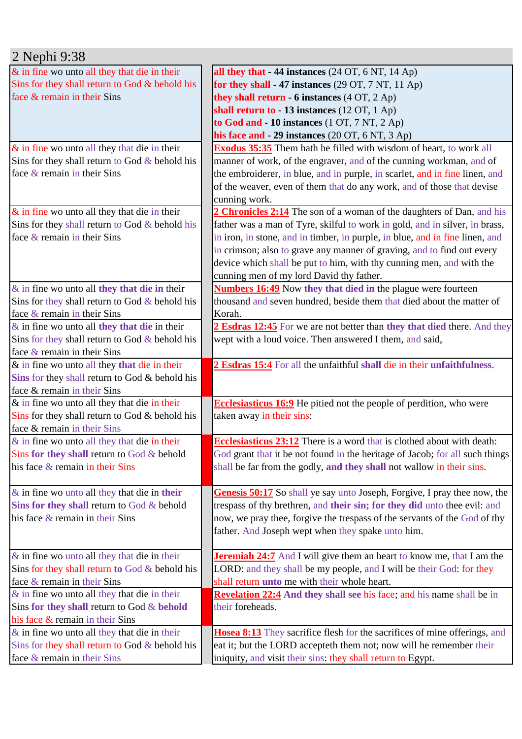## 2 Nephi 9:38

| | | |
|---|---|---|
| & in fine wo unto all they that die in their Sins for they shall return to God & behold his face & remain in their Sins | | **all they that** - **44 instances** (24 OT, 6 NT, 14 Ap)<br>**for they shall** - **47 instances** (29 OT, 7 NT, 11 Ap)<br>**they shall return** - **6 instances** (4 OT, 2 Ap)<br>**shall return to** - **13 instances** (12 OT, 1 Ap)<br>**to God and** - **10 instances** (1 OT, 7 NT, 2 Ap)<br>**his face and** - **29 instances** (20 OT, 6 NT, 3 Ap) |
| & in fine wo unto all they that die in their Sins for they shall return to God & behold his face & remain in their Sins | | **Exodus 35:35** Them hath he filled with wisdom of heart, to work all manner of work, of the engraver, and of the cunning workman, and of the embroiderer, in blue, and in purple, in scarlet, and in fine linen, and of the weaver, even of them that do any work, and of those that devise cunning work. |
| & in fine wo unto all they that die in their Sins for they shall return to God & behold his face & remain in their Sins | | **2 Chronicles 2:14** The son of a woman of the daughters of Dan, and his father was a man of Tyre, skilful to work in gold, and in silver, in brass, in iron, in stone, and in timber, in purple, in blue, and in fine linen, and in crimson; also to grave any manner of graving, and to find out every device which shall be put to him, with thy cunning men, and with the cunning men of my lord David thy father. |
| & in fine wo unto all **they that die in** their Sins for they shall return to God & behold his face & remain in their Sins | | **Numbers 16:49** Now **they that died in** the plague were fourteen thousand and seven hundred, beside them that died about the matter of Korah. |
| & in fine wo unto all **they that die** in their Sins for they shall return to God & behold his face & remain in their Sins | | **2 Esdras 12:45** For we are not better than **they that died** there. And they wept with a loud voice. Then answered I them, and said, |
| & in fine wo unto all they that die in their **Sins** for they shall return to God & behold his face & remain in their Sins | | **2 Esdras 15:4** For all the unfaithful **shall** die in their **unfaithfulness**. |
| & in fine wo unto all they that die in their Sins for they shall return to God & behold his face & remain in their Sins | | **Ecclesiasticus 16:9** He pitied not the people of perdition, who were taken away in their sins: |
| & in fine wo unto all they that die in their Sins **for they shall** return to God & behold his face & remain in their Sins | | **Ecclesiasticus 23:12** There is a word that is clothed about with death: God grant that it be not found in the heritage of Jacob; for all such things shall be far from the godly, **and they shall** not wallow in their sins. |
| & in fine wo unto all they that die in **their Sins for they shall** return to God & behold his face & remain in their Sins | | **Genesis 50:17** So shall ye say unto Joseph, Forgive, I pray thee now, the trespass of thy brethren, and **their sin; for they did** unto thee evil: and now, we pray thee, forgive the trespass of the servants of the God of thy father. And Joseph wept when they spake unto him. |
| & in fine wo unto all they that die in their Sins for they shall return **to** God & behold his face & remain in their Sins | | **Jeremiah 24:7** And I will give them an heart to know me, that I am the LORD: and they shall be my people, and I will be their God: for they shall return **unto** me with their whole heart. |
| & in fine wo unto all they that die in their Sins **for they shall** return to God & **behold** his face & remain in their Sins | | **Revelation 22:4** **And they shall see** his face; and his name shall be in their foreheads. |
| & in fine wo unto all they that die in their Sins for they shall return to God & behold his face & remain in their Sins | | **Hosea 8:13** They sacrifice flesh for the sacrifices of mine offerings, and eat it; but the LORD accepteth them not; now will he remember their iniquity, and visit their sins: they shall return to Egypt. |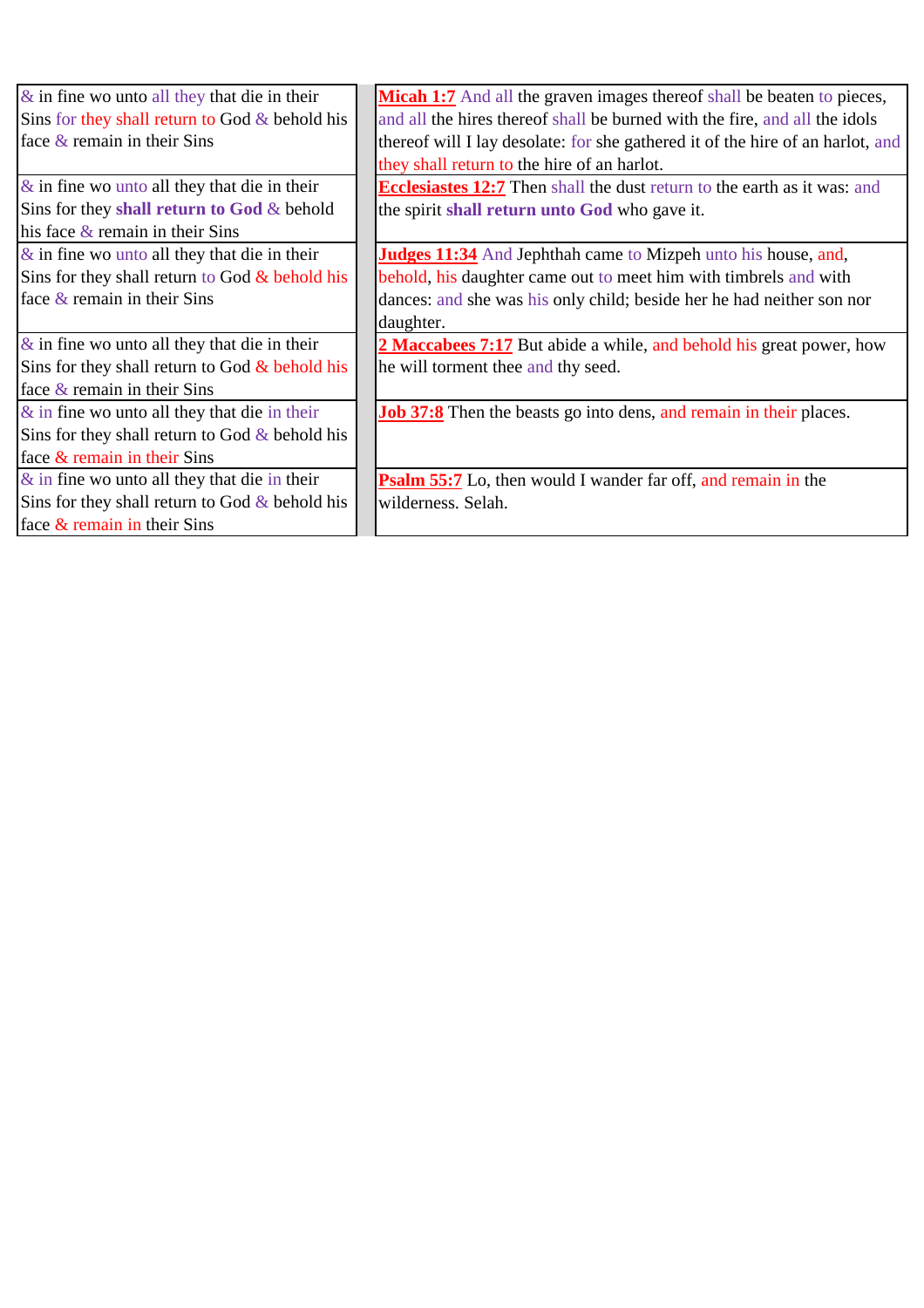| | |
|---|---|
| & in fine wo unto all they that die in their Sins for they shall return to God & behold his face & remain in their Sins | **Micah 1:7** And all the graven images thereof shall be beaten to pieces, and all the hires thereof shall be burned with the fire, and all the idols thereof will I lay desolate: for she gathered it of the hire of an harlot, and they shall return to the hire of an harlot. |
| & in fine wo unto all they that die in their Sins for they **shall return to God** & behold his face & remain in their Sins | **Ecclesiastes 12:7** Then shall the dust return to the earth as it was: and the spirit **shall return unto God** who gave it. |
| & in fine wo unto all they that die in their Sins for they shall return to God & behold his face & remain in their Sins | **Judges 11:34** And Jephthah came to Mizpeh unto his house, and, behold, his daughter came out to meet him with timbrels and with dances: and she was his only child; beside her he had neither son nor daughter. |
| & in fine wo unto all they that die in their Sins for they shall return to God & behold his face & remain in their Sins | **2 Maccabees 7:17** But abide a while, and behold his great power, how he will torment thee and thy seed. |
| & in fine wo unto all they that die in their Sins for they shall return to God & behold his face & remain in their Sins | **Job 37:8** Then the beasts go into dens, and remain in their places. |
| & in fine wo unto all they that die in their Sins for they shall return to God & behold his face & remain in their Sins | **Psalm 55:7** Lo, then would I wander far off, and remain in the wilderness. Selah. |